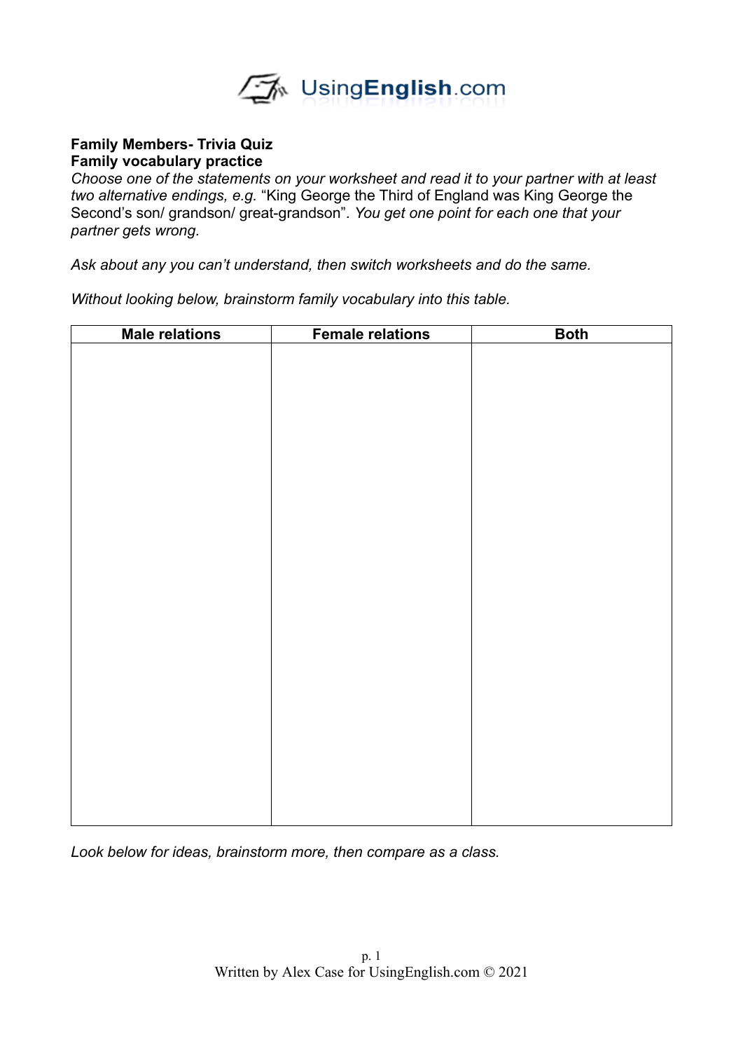UsingEnglish.com

**Family Members- Trivia Quiz**
**Family vocabulary practice**

*Choose one of the statements on your worksheet and read it to your partner with at least two alternative endings, e.g.* "King George the Third of England was King George the Second's son/ grandson/ great-grandson". *You get one point for each one that your partner gets wrong.*

*Ask about any you can't understand, then switch worksheets and do the same.*

*Without looking below, brainstorm family vocabulary into this table.*

| Male relations | Female relations | Both |
| --- | --- | --- |
| | | |

*Look below for ideas, brainstorm more, then compare as a class.*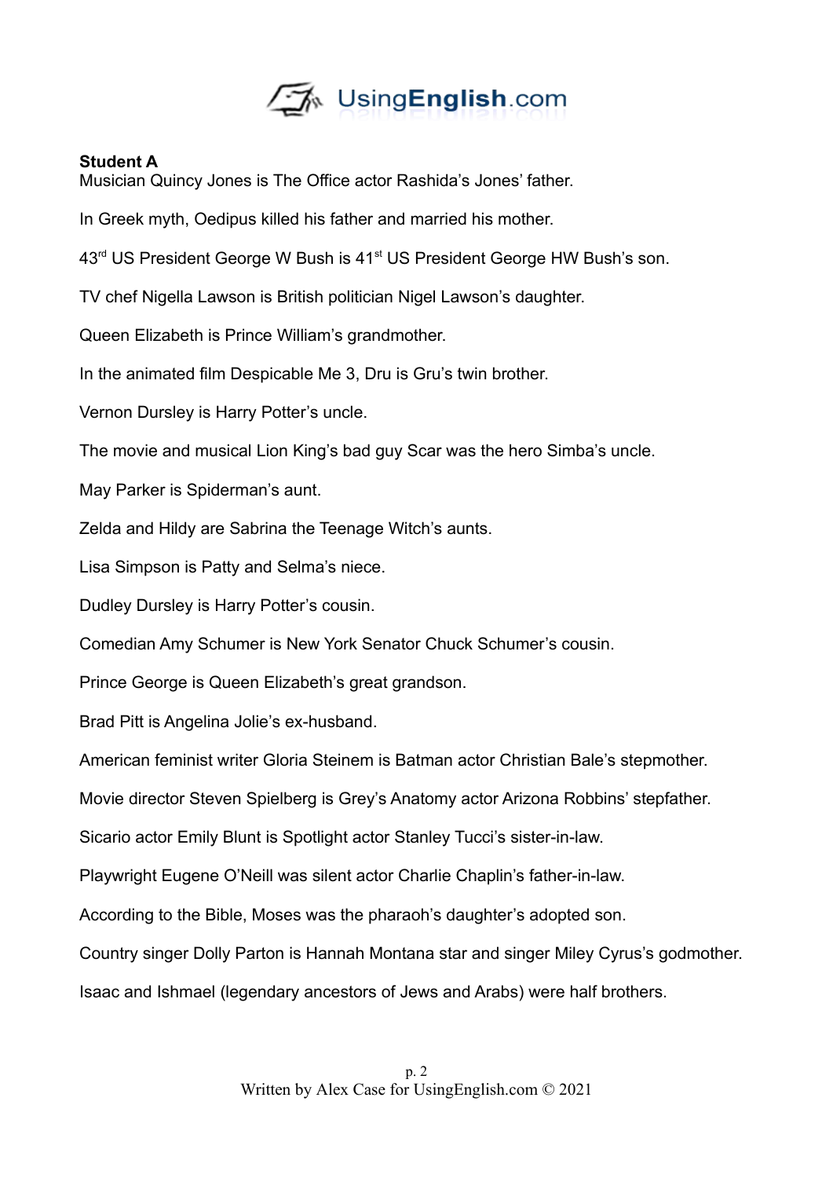**Student A**

Musician Quincy Jones is The Office actor Rashida's Jones' father.

In Greek myth, Oedipus killed his father and married his mother.

43rd US President George W Bush is 41st US President George HW Bush's son.

TV chef Nigella Lawson is British politician Nigel Lawson's daughter.

Queen Elizabeth is Prince William's grandmother.

In the animated film Despicable Me 3, Dru is Gru's twin brother.

Vernon Dursley is Harry Potter's uncle.

The movie and musical Lion King's bad guy Scar was the hero Simba's uncle.

May Parker is Spiderman's aunt.

Zelda and Hildy are Sabrina the Teenage Witch's aunts.

Lisa Simpson is Patty and Selma's niece.

Dudley Dursley is Harry Potter's cousin.

Comedian Amy Schumer is New York Senator Chuck Schumer's cousin.

Prince George is Queen Elizabeth's great grandson.

Brad Pitt is Angelina Jolie's ex-husband.

American feminist writer Gloria Steinem is Batman actor Christian Bale's stepmother.

Movie director Steven Spielberg is Grey's Anatomy actor Arizona Robbins' stepfather.

Sicario actor Emily Blunt is Spotlight actor Stanley Tucci's sister-in-law.

Playwright Eugene O'Neill was silent actor Charlie Chaplin's father-in-law.

According to the Bible, Moses was the pharaoh's daughter's adopted son.

Country singer Dolly Parton is Hannah Montana star and singer Miley Cyrus's godmother.

Isaac and Ishmael (legendary ancestors of Jews and Arabs) were half brothers.

Written by Alex Case for UsingEnglish.com © 2021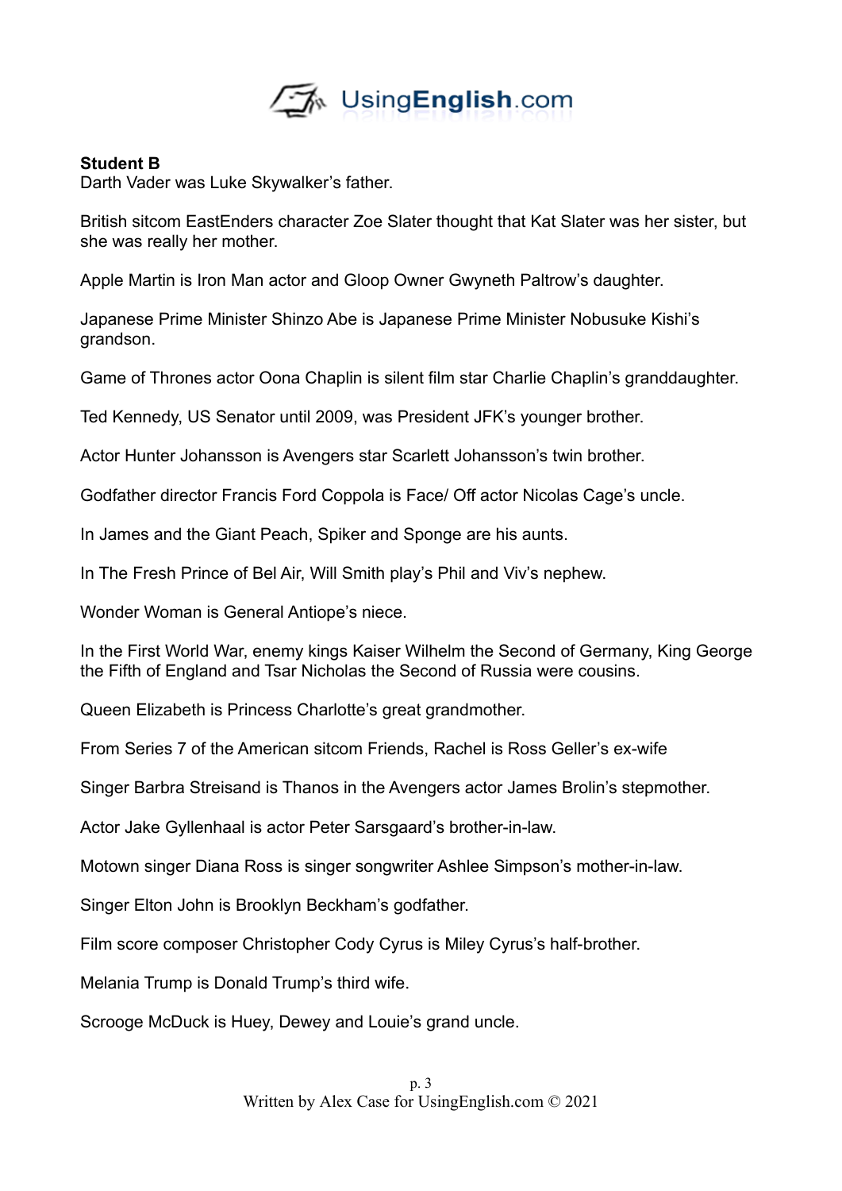**Student B**
Darth Vader was Luke Skywalker's father.

British sitcom EastEnders character Zoe Slater thought that Kat Slater was her sister, but she was really her mother.

Apple Martin is Iron Man actor and Gloop Owner Gwyneth Paltrow's daughter.

Japanese Prime Minister Shinzo Abe is Japanese Prime Minister Nobusuke Kishi's grandson.

Game of Thrones actor Oona Chaplin is silent film star Charlie Chaplin's granddaughter.

Ted Kennedy, US Senator until 2009, was President JFK's younger brother.

Actor Hunter Johansson is Avengers star Scarlett Johansson's twin brother.

Godfather director Francis Ford Coppola is Face/ Off actor Nicolas Cage's uncle.

In James and the Giant Peach, Spiker and Sponge are his aunts.

In The Fresh Prince of Bel Air, Will Smith play's Phil and Viv's nephew.

Wonder Woman is General Antiope's niece.

In the First World War, enemy kings Kaiser Wilhelm the Second of Germany, King George the Fifth of England and Tsar Nicholas the Second of Russia were cousins.

Queen Elizabeth is Princess Charlotte's great grandmother.

From Series 7 of the American sitcom Friends, Rachel is Ross Geller's ex-wife

Singer Barbra Streisand is Thanos in the Avengers actor James Brolin's stepmother.

Actor Jake Gyllenhaal is actor Peter Sarsgaard's brother-in-law.

Motown singer Diana Ross is singer songwriter Ashlee Simpson's mother-in-law.

Singer Elton John is Brooklyn Beckham's godfather.

Film score composer Christopher Cody Cyrus is Miley Cyrus's half-brother.

Melania Trump is Donald Trump's third wife.

Scrooge McDuck is Huey, Dewey and Louie's grand uncle.

Written by Alex Case for UsingEnglish.com © 2021